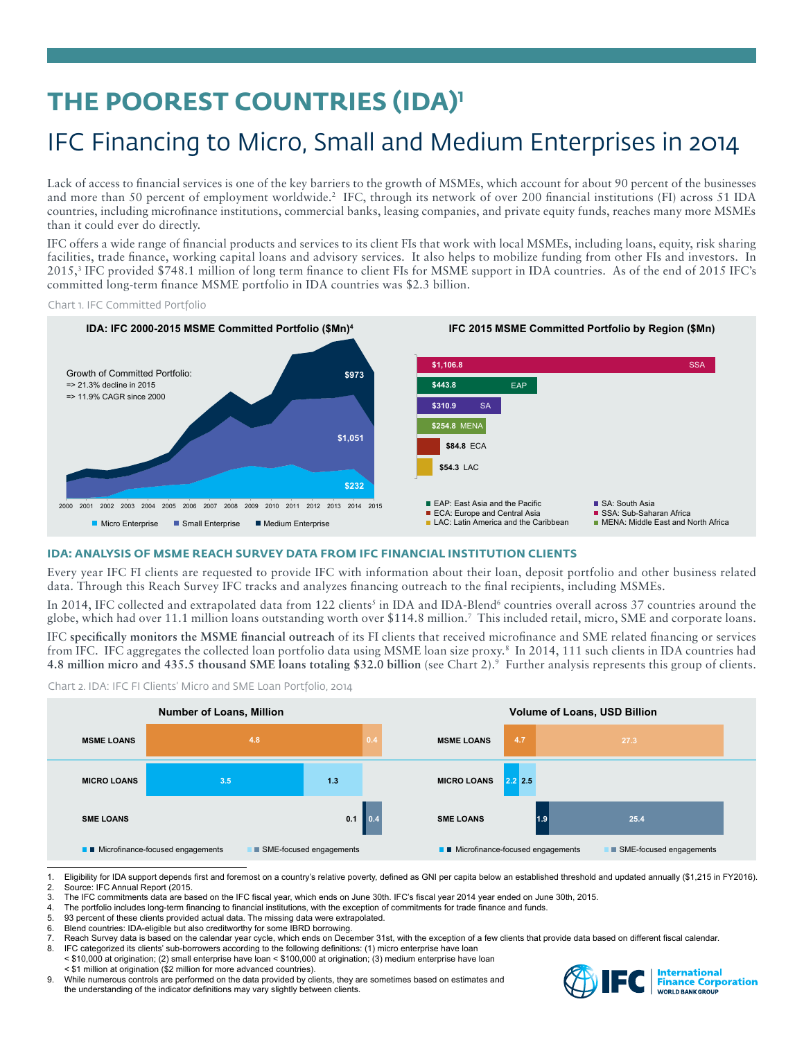# THE POOREST COUNTRIES (IDA)[1]

## IFC Financing to Micro, Small and Medium Enterprises in 2014

Lack of access to financial services is one of the key barriers to the growth of MSMEs, which account for about 90 percent of the businesses and more than 50 percent of employment worldwide.[2] IFC, through its network of over 200 financial institutions (FI) across 51 IDA countries, including microfinance institutions, commercial banks, leasing companies, and private equity funds, reaches many more MSMEs than it could ever do directly.

IFC offers a wide range of financial products and services to its client FIs that work with local MSMEs, including loans, equity, risk sharing facilities, trade finance, working capital loans and advisory services. It also helps to mobilize funding from other FIs and investors. In 2015,[3] IFC provided $748.1 million of long term finance to client FIs for MSME support in IDA countries. As of the end of 2015 IFC's committed long-term finance MSME portfolio in IDA countries was $2.3 billion.

Chart 1. IFC Committed Portfolio

**IDA: IFC 2000-2015 MSME Committed Portfolio ($Mn)[4]**

Growth of Committed Portfolio:
=> 21.3% decline in 2015
=> 11.9% CAGR since 2000

2015 values: Medium Enterprise $973; Small Enterprise $1,051; Micro Enterprise $232

**IFC 2015 MSME Committed Portfolio by Region ($Mn)**

| Region | $Mn |
|---|---|
| SSA | $1,106.8 |
| EAP | $443.8 |
| SA | $310.9 |
| MENA | $254.8 |
| ECA | $84.8 |
| LAC | $54.3 |

EAP: East Asia and the Pacific; ECA: Europe and Central Asia; LAC: Latin America and the Caribbean; SA: South Asia; SSA: Sub-Saharan Africa; MENA: Middle East and North Africa

### IDA: ANALYSIS OF MSME REACH SURVEY DATA FROM IFC FINANCIAL INSTITUTION CLIENTS

Every year IFC FI clients are requested to provide IFC with information about their loan, deposit portfolio and other business related data. Through this Reach Survey IFC tracks and analyzes financing outreach to the final recipients, including MSMEs.

In 2014, IFC collected and extrapolated data from 122 clients[5] in IDA and IDA-Blend[6] countries overall across 37 countries around the globe, which had over 11.1 million loans outstanding worth over $114.8 million.[7] This included retail, micro, SME and corporate loans.

IFC **specifically monitors the MSME financial outreach** of its FI clients that received microfinance and SME related financing or services from IFC. IFC aggregates the collected loan portfolio data using MSME loan size proxy.[8] In 2014, 111 such clients in IDA countries had **4.8 million micro and 435.5 thousand SME loans totaling $32.0 billion** (see Chart 2).[9] Further analysis represents this group of clients.

Chart 2. IDA: IFC FI Clients' Micro and SME Loan Portfolio, 2014

**Number of Loans, Million**

| | Microfinance-focused engagements | SME-focused engagements |
|---|---|---|
| MSME LOANS | 4.8 | 0.4 |
| MICRO LOANS | 3.5 | 1.3 |
| SME LOANS | 0.1 | 0.4 |

**Volume of Loans, USD Billion**

| | Microfinance-focused engagements | SME-focused engagements |
|---|---|---|
| MSME LOANS | 4.7 | 27.3 |
| MICRO LOANS | 2.2 | 2.5 |
| SME LOANS | 1.9 | 25.4 |

---

1. Eligibility for IDA support depends first and foremost on a country's relative poverty, defined as GNI per capita below an established threshold and updated annually ($1,215 in FY2016).
2. Source: IFC Annual Report (2015.
3. The IFC commitments data are based on the IFC fiscal year, which ends on June 30th. IFC's fiscal year 2014 year ended on June 30th, 2015.
4. The portfolio includes long-term financing to financial institutions, with the exception of commitments for trade finance and funds.
5. 93 percent of these clients provided actual data. The missing data were extrapolated.
6. Blend countries: IDA-eligible but also creditworthy for some IBRD borrowing.
7. Reach Survey data is based on the calendar year cycle, which ends on December 31st, with the exception of a few clients that provide data based on different fiscal calendar.
8. IFC categorized its clients' sub-borrowers according to the following definitions: (1) micro enterprise have loan < $10,000 at origination; (2) small enterprise have loan < $100,000 at origination; (3) medium enterprise have loan < $1 million at origination ($2 million for more advanced countries).
9. While numerous controls are performed on the data provided by clients, they are sometimes based on estimates and the understanding of the indicator definitions may vary slightly between clients.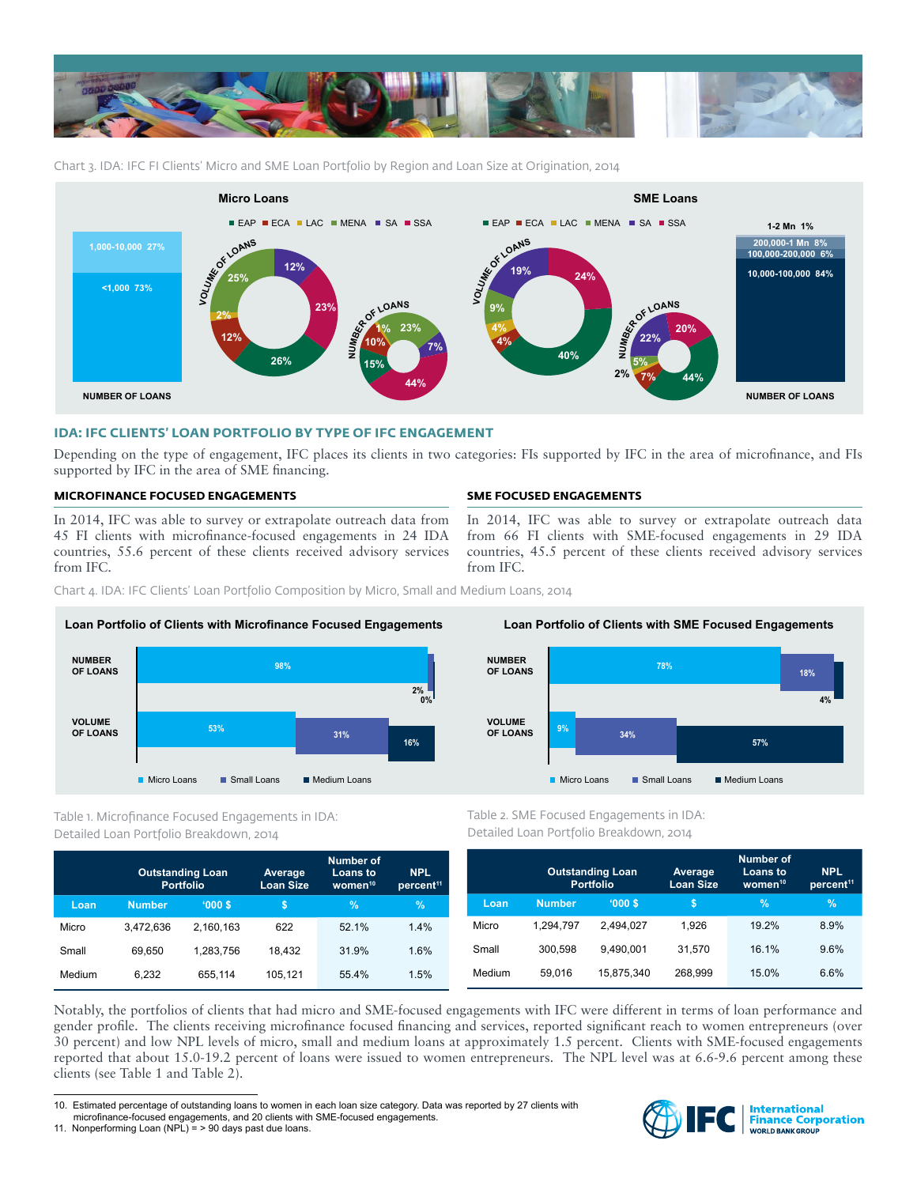Chart 3. IDA: IFC FI Clients' Micro and SME Loan Portfolio by Region and Loan Size at Origination, 2014

**Micro Loans**

EAP ECA LAC MENA SA SSA

1,000-10,000 27%

<1,000 73%

NUMBER OF LOANS

VOLUME OF LOANS

25% 12% 23% 2% 12% 26%

NUMBER OF LOANS

1% 23% 10% 7% 15% 44%

**SME Loans**

EAP ECA LAC MENA SA SSA

VOLUME OF LOANS

19% 24% 9% 4% 4% 40%

NUMBER OF LOANS

20% 22% 5% 2% 7% 44%

1-2 Mn 1%

200,000-1 Mn 8%

100,000-200,000 6%

10,000-100,000 84%

NUMBER OF LOANS

## IDA: IFC CLIENTS' LOAN PORTFOLIO BY TYPE OF IFC ENGAGEMENT

Depending on the type of engagement, IFC places its clients in two categories: FIs supported by IFC in the area of microfinance, and FIs supported by IFC in the area of SME financing.

### MICROFINANCE FOCUSED ENGAGEMENTS

In 2014, IFC was able to survey or extrapolate outreach data from 45 FI clients with microfinance-focused engagements in 24 IDA countries, 55.6 percent of these clients received advisory services from IFC.

### SME FOCUSED ENGAGEMENTS

In 2014, IFC was able to survey or extrapolate outreach data from 66 FI clients with SME-focused engagements in 29 IDA countries, 45.5 percent of these clients received advisory services from IFC.

Chart 4. IDA: IFC Clients' Loan Portfolio Composition by Micro, Small and Medium Loans, 2014

**Loan Portfolio of Clients with Microfinance Focused Engagements**

NUMBER OF LOANS: 98% 2% 0%

VOLUME OF LOANS: 53% 31% 16%

Micro Loans Small Loans Medium Loans

**Loan Portfolio of Clients with SME Focused Engagements**

NUMBER OF LOANS: 78% 18% 4%

VOLUME OF LOANS: 9% 34% 57%

Micro Loans Small Loans Medium Loans

Table 1. Microfinance Focused Engagements in IDA: Detailed Loan Portfolio Breakdown, 2014

| | Outstanding Loan Portfolio | | Average Loan Size | Number of Loans to women[10] | NPL percent[11] |
|---|---|---|---|---|---|
| Loan | Number | '000 $ | $ | % | % |
| Micro | 3,472,636 | 2,160,163 | 622 | 52.1% | 1.4% |
| Small | 69,650 | 1,283,756 | 18,432 | 31.9% | 1.6% |
| Medium | 6,232 | 655,114 | 105,121 | 55.4% | 1.5% |

Table 2. SME Focused Engagements in IDA: Detailed Loan Portfolio Breakdown, 2014

| | Outstanding Loan Portfolio | | Average Loan Size | Number of Loans to women[10] | NPL percent[11] |
|---|---|---|---|---|---|
| Loan | Number | '000 $ | $ | % | % |
| Micro | 1,294,797 | 2,494,027 | 1,926 | 19.2% | 8.9% |
| Small | 300,598 | 9,490,001 | 31,570 | 16.1% | 9.6% |
| Medium | 59,016 | 15,875,340 | 268,999 | 15.0% | 6.6% |

Notably, the portfolios of clients that had micro and SME-focused engagements with IFC were different in terms of loan performance and gender profile. The clients receiving microfinance focused financing and services, reported significant reach to women entrepreneurs (over 30 percent) and low NPL levels of micro, small and medium loans at approximately 1.5 percent. Clients with SME-focused engagements reported that about 15.0-19.2 percent of loans were issued to women entrepreneurs. The NPL level was at 6.6-9.6 percent among these clients (see Table 1 and Table 2).

10. Estimated percentage of outstanding loans to women in each loan size category. Data was reported by 27 clients with microfinance-focused engagements, and 20 clients with SME-focused engagements.
11. Nonperforming Loan (NPL) = > 90 days past due loans.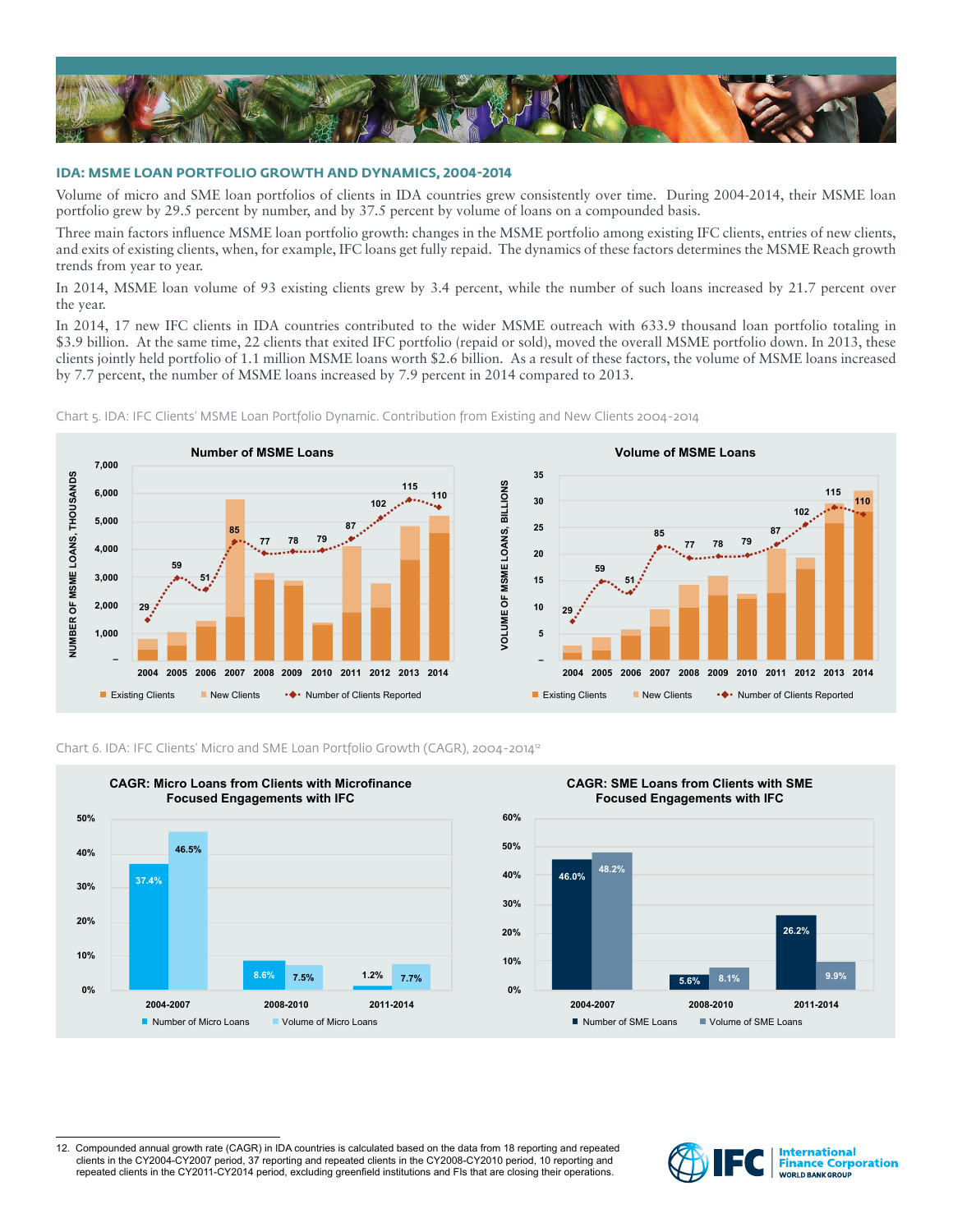## IDA: MSME LOAN PORTFOLIO GROWTH AND DYNAMICS, 2004-2014

Volume of micro and SME loan portfolios of clients in IDA countries grew consistently over time. During 2004-2014, their MSME loan portfolio grew by 29.5 percent by number, and by 37.5 percent by volume of loans on a compounded basis.

Three main factors influence MSME loan portfolio growth: changes in the MSME portfolio among existing IFC clients, entries of new clients, and exits of existing clients, when, for example, IFC loans get fully repaid. The dynamics of these factors determines the MSME Reach growth trends from year to year.

In 2014, MSME loan volume of 93 existing clients grew by 3.4 percent, while the number of such loans increased by 21.7 percent over the year.

In 2014, 17 new IFC clients in IDA countries contributed to the wider MSME outreach with 633.9 thousand loan portfolio totaling in $3.9 billion. At the same time, 22 clients that exited IFC portfolio (repaid or sold), moved the overall MSME portfolio down. In 2013, these clients jointly held portfolio of 1.1 million MSME loans worth $2.6 billion. As a result of these factors, the volume of MSME loans increased by 7.7 percent, the number of MSME loans increased by 7.9 percent in 2014 compared to 2013.

Chart 5. IDA: IFC Clients' MSME Loan Portfolio Dynamic. Contribution from Existing and New Clients 2004-2014

Number of MSME Loans

NUMBER OF MSME LOANS, THOUSANDS

7,000
6,000
5,000
4,000
3,000
2,000
1,000
–

29, 59, 51, 85, 77, 78, 79, 87, 102, 115, 110

2004 2005 2006 2007 2008 2009 2010 2011 2012 2013 2014

Existing Clients · New Clients · Number of Clients Reported

Volume of MSME Loans

VOLUME OF MSME LOANS, BILLIONS

35
30
25
20
15
10
5
–

29, 59, 51, 85, 77, 78, 79, 87, 102, 115, 110

2004 2005 2006 2007 2008 2009 2010 2011 2012 2013 2014

Existing Clients · New Clients · Number of Clients Reported

Chart 6. IDA: IFC Clients' Micro and SME Loan Portfolio Growth (CAGR), 2004-2014[12]

CAGR: Micro Loans from Clients with Microfinance Focused Engagements with IFC

50%
40%
30%
20%
10%
0%

2004-2007: 37.4%, 46.5%
2008-2010: 8.6%, 7.5%
2011-2014: 1.2%, 7.7%

Number of Micro Loans · Volume of Micro Loans

CAGR: SME Loans from Clients with SME Focused Engagements with IFC

60%
50%
40%
30%
20%
10%
0%

2004-2007: 46.0%, 48.2%
2008-2010: 5.6%, 8.1%
2011-2014: 26.2%, 9.9%

Number of SME Loans · Volume of SME Loans

12. Compounded annual growth rate (CAGR) in IDA countries is calculated based on the data from 18 reporting and repeated clients in the CY2004-CY2007 period, 37 reporting and repeated clients in the CY2008-CY2010 period, 10 reporting and repeated clients in the CY2011-CY2014 period, excluding greenfield institutions and FIs that are closing their operations.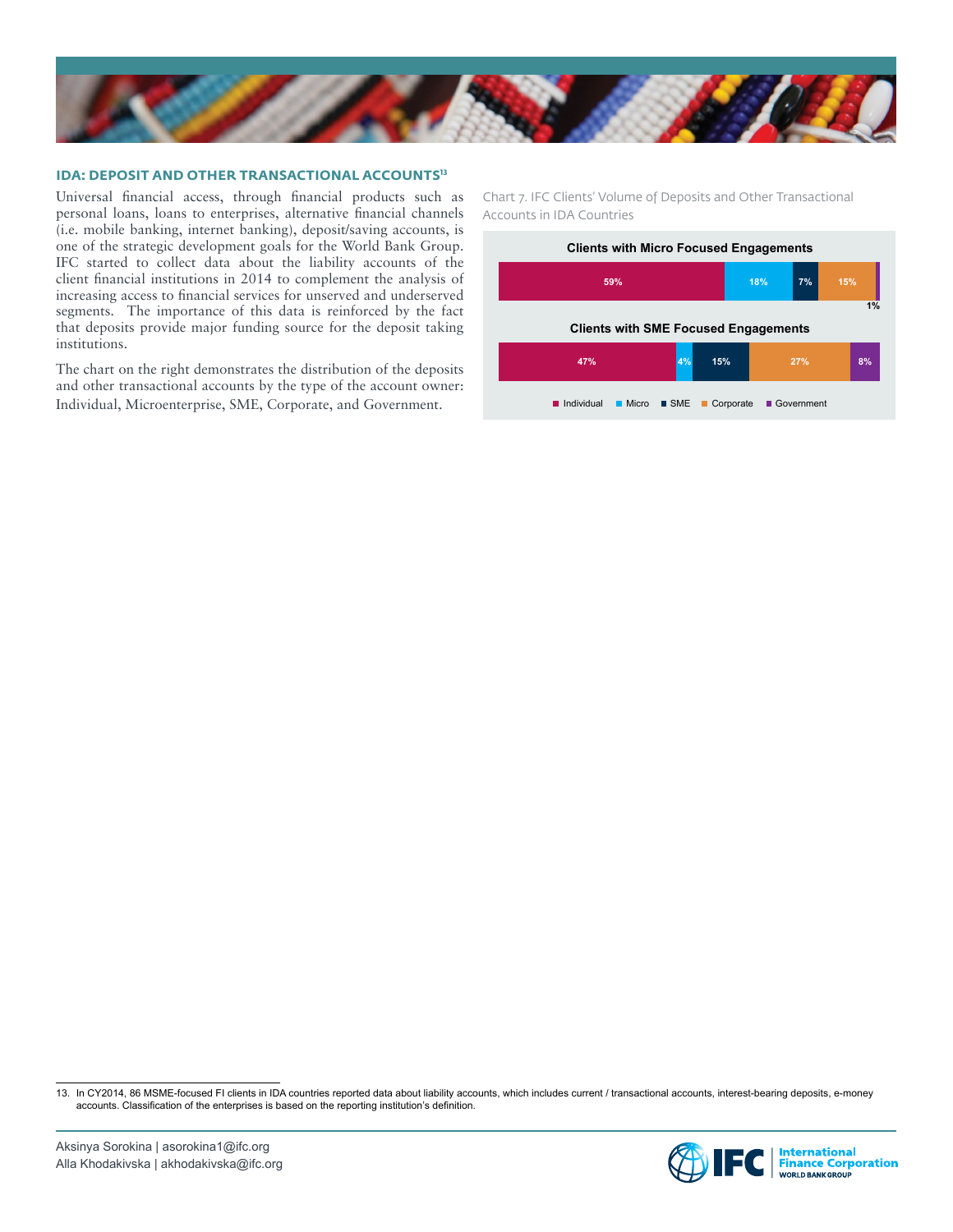## IDA: DEPOSIT AND OTHER TRANSACTIONAL ACCOUNTS[13]

Universal financial access, through financial products such as personal loans, loans to enterprises, alternative financial channels (i.e. mobile banking, internet banking), deposit/saving accounts, is one of the strategic development goals for the World Bank Group. IFC started to collect data about the liability accounts of the client financial institutions in 2014 to complement the analysis of increasing access to financial services for unserved and underserved segments. The importance of this data is reinforced by the fact that deposits provide major funding source for the deposit taking institutions.

The chart on the right demonstrates the distribution of the deposits and other transactional accounts by the type of the account owner: Individual, Microenterprise, SME, Corporate, and Government.

Chart 7. IFC Clients' Volume of Deposits and Other Transactional Accounts in IDA Countries

Clients with Micro Focused Engagements

59% 18% 7% 15% 1%

Clients with SME Focused Engagements

47% 4% 15% 27% 8%

Individual  Micro  SME  Corporate  Government

---

13. In CY2014, 86 MSME-focused FI clients in IDA countries reported data about liability accounts, which includes current / transactional accounts, interest-bearing deposits, e-money accounts. Classification of the enterprises is based on the reporting institution's definition.

Aksinya Sorokina | asorokina1@ifc.org
Alla Khodakivska | akhodakivska@ifc.org